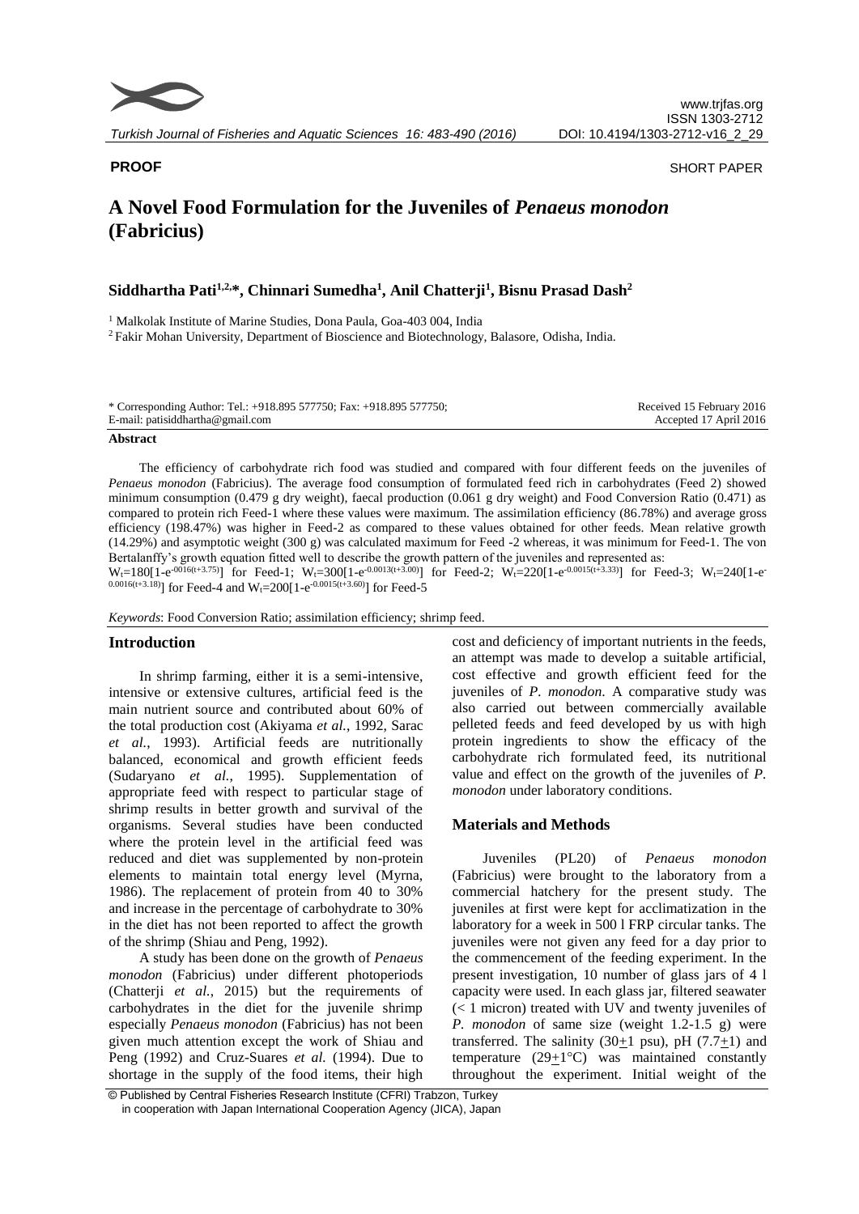**PROOF** SHORT PAPER

# A Novel Food Formulation for the Juveniles of *Penaeus monodon* (Fabricius)

**Siddhartha Pati[1,2,*], Chinnari Sumedha[1], Anil Chatterji[1], Bisnu Prasad Dash[2]**

[1] Malkolak Institute of Marine Studies, Dona Paula, Goa-403 004, India

[2] Fakir Mohan University, Department of Bioscience and Biotechnology, Balasore, Odisha, India.

\* Corresponding Author: Tel.: +918.895 577750; Fax: +918.895 577750; E-mail: patisiddhartha@gmail.com

Received 15 February 2016
Accepted 17 April 2016

**Abstract**

The efficiency of carbohydrate rich food was studied and compared with four different feeds on the juveniles of *Penaeus monodon* (Fabricius). The average food consumption of formulated feed rich in carbohydrates (Feed 2) showed minimum consumption (0.479 g dry weight), faecal production (0.061 g dry weight) and Food Conversion Ratio (0.471) as compared to protein rich Feed-1 where these values were maximum. The assimilation efficiency (86.78%) and average gross efficiency (198.47%) was higher in Feed-2 as compared to these values obtained for other feeds. Mean relative growth (14.29%) and asymptotic weight (300 g) was calculated maximum for Feed -2 whereas, it was minimum for Feed-1. The von Bertalanffy's growth equation fitted well to describe the growth pattern of the juveniles and represented as:

$W_t=180[1-e^{-0016(t+3.75)}]$ for Feed-1; $W_t=300[1-e^{-0.0013(t+3.00)}]$ for Feed-2; $W_t=220[1-e^{-0.0015(t+3.33)}]$ for Feed-3; $W_t=240[1-e^{-0.0016(t+3.18)}]$ for Feed-4 and $W_t=200[1-e^{-0.0015(t+3.60)}]$ for Feed-5

*Keywords*: Food Conversion Ratio; assimilation efficiency; shrimp feed.

## Introduction

In shrimp farming, either it is a semi-intensive, intensive or extensive cultures, artificial feed is the main nutrient source and contributed about 60% of the total production cost (Akiyama *et al.*, 1992, Sarac *et al.*, 1993). Artificial feeds are nutritionally balanced, economical and growth efficient feeds (Sudaryano *et al.*, 1995). Supplementation of appropriate feed with respect to particular stage of shrimp results in better growth and survival of the organisms. Several studies have been conducted where the protein level in the artificial feed was reduced and diet was supplemented by non-protein elements to maintain total energy level (Myrna, 1986). The replacement of protein from 40 to 30% and increase in the percentage of carbohydrate to 30% in the diet has not been reported to affect the growth of the shrimp (Shiau and Peng, 1992).

A study has been done on the growth of *Penaeus monodon* (Fabricius) under different photoperiods (Chatterji *et al.*, 2015) but the requirements of carbohydrates in the diet for the juvenile shrimp especially *Penaeus monodon* (Fabricius) has not been given much attention except the work of Shiau and Peng (1992) and Cruz-Suares *et al.* (1994). Due to shortage in the supply of the food items, their high cost and deficiency of important nutrients in the feeds, an attempt was made to develop a suitable artificial, cost effective and growth efficient feed for the juveniles of *P. monodon*. A comparative study was also carried out between commercially available pelleted feeds and feed developed by us with high protein ingredients to show the efficacy of the carbohydrate rich formulated feed, its nutritional value and effect on the growth of the juveniles of *P. monodon* under laboratory conditions.

## Materials and Methods

Juveniles (PL20) of *Penaeus monodon* (Fabricius) were brought to the laboratory from a commercial hatchery for the present study. The juveniles at first were kept for acclimatization in the laboratory for a week in 500 l FRP circular tanks. The juveniles were not given any feed for a day prior to the commencement of the feeding experiment. In the present investigation, 10 number of glass jars of 4 l capacity were used. In each glass jar, filtered seawater (< 1 micron) treated with UV and twenty juveniles of *P. monodon* of same size (weight 1.2-1.5 g) were transferred. The salinity (30±1 psu), pH (7.7±1) and temperature (29±1°C) was maintained constantly throughout the experiment. Initial weight of the

© Published by Central Fisheries Research Institute (CFRI) Trabzon, Turkey in cooperation with Japan International Cooperation Agency (JICA), Japan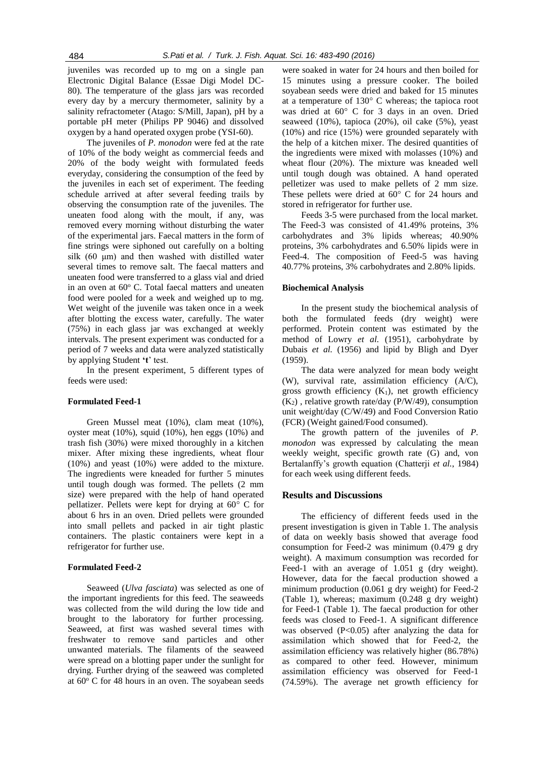juveniles was recorded up to mg on a single pan Electronic Digital Balance (Essae Digi Model DC-80). The temperature of the glass jars was recorded every day by a mercury thermometer, salinity by a salinity refractometer (Atago: S/Mill, Japan), pH by a portable pH meter (Philips PP 9046) and dissolved oxygen by a hand operated oxygen probe (YSI-60).

The juveniles of *P. monodon* were fed at the rate of 10% of the body weight as commercial feeds and 20% of the body weight with formulated feeds everyday, considering the consumption of the feed by the juveniles in each set of experiment. The feeding schedule arrived at after several feeding trails by observing the consumption rate of the juveniles. The uneaten food along with the moult, if any, was removed every morning without disturbing the water of the experimental jars. Faecal matters in the form of fine strings were siphoned out carefully on a bolting silk (60 µm) and then washed with distilled water several times to remove salt. The faecal matters and uneaten food were transferred to a glass vial and dried in an oven at 60° C. Total faecal matters and uneaten food were pooled for a week and weighed up to mg. Wet weight of the juvenile was taken once in a week after blotting the excess water, carefully. The water (75%) in each glass jar was exchanged at weekly intervals. The present experiment was conducted for a period of 7 weeks and data were analyzed statistically by applying Student '**t**' test.

In the present experiment, 5 different types of feeds were used:

#### Formulated Feed-1

Green Mussel meat (10%), clam meat (10%), oyster meat (10%), squid (10%), hen eggs (10%) and trash fish (30%) were mixed thoroughly in a kitchen mixer. After mixing these ingredients, wheat flour (10%) and yeast (10%) were added to the mixture. The ingredients were kneaded for further 5 minutes until tough dough was formed. The pellets (2 mm size) were prepared with the help of hand operated pellatizer. Pellets were kept for drying at 60° C for about 6 hrs in an oven. Dried pellets were grounded into small pellets and packed in air tight plastic containers. The plastic containers were kept in a refrigerator for further use.

#### Formulated Feed-2

Seaweed (*Ulva fasciata*) was selected as one of the important ingredients for this feed. The seaweeds was collected from the wild during the low tide and brought to the laboratory for further processing. Seaweed, at first was washed several times with freshwater to remove sand particles and other unwanted materials. The filaments of the seaweed were spread on a blotting paper under the sunlight for drying. Further drying of the seaweed was completed at 60° C for 48 hours in an oven. The soyabean seeds were soaked in water for 24 hours and then boiled for 15 minutes using a pressure cooker. The boiled soyabean seeds were dried and baked for 15 minutes at a temperature of 130° C whereas; the tapioca root was dried at 60° C for 3 days in an oven. Dried seaweed (10%), tapioca (20%), oil cake (5%), yeast (10%) and rice (15%) were grounded separately with the help of a kitchen mixer. The desired quantities of the ingredients were mixed with molasses (10%) and wheat flour (20%). The mixture was kneaded well until tough dough was obtained. A hand operated pelletizer was used to make pellets of 2 mm size. These pellets were dried at 60° C for 24 hours and stored in refrigerator for further use.

Feeds 3-5 were purchased from the local market. The Feed-3 was consisted of 41.49% proteins, 3% carbohydrates and 3% lipids whereas; 40.90% proteins, 3% carbohydrates and 6.50% lipids were in Feed-4. The composition of Feed-5 was having 40.77% proteins, 3% carbohydrates and 2.80% lipids.

#### Biochemical Analysis

In the present study the biochemical analysis of both the formulated feeds (dry weight) were performed. Protein content was estimated by the method of Lowry *et al.* (1951), carbohydrate by Dubais *et al.* (1956) and lipid by Bligh and Dyer (1959).

The data were analyzed for mean body weight (W), survival rate, assimilation efficiency (A/C), gross growth efficiency ($K_1$), net growth efficiency ($K_2$), relative growth rate/day (P/W/49), consumption unit weight/day (C/W/49) and Food Conversion Ratio (FCR) (Weight gained/Food consumed).

The growth pattern of the juveniles of *P. monodon* was expressed by calculating the mean weekly weight, specific growth rate (G) and, von Bertalanffy's growth equation (Chatterji *et al.*, 1984) for each week using different feeds.

## Results and Discussions

The efficiency of different feeds used in the present investigation is given in Table 1. The analysis of data on weekly basis showed that average food consumption for Feed-2 was minimum (0.479 g dry weight). A maximum consumption was recorded for Feed-1 with an average of 1.051 g (dry weight). However, data for the faecal production showed a minimum production (0.061 g dry weight) for Feed-2 (Table 1), whereas; maximum (0.248 g dry weight) for Feed-1 (Table 1). The faecal production for other feeds was closed to Feed-1. A significant difference was observed ($P<0.05$) after analyzing the data for assimilation which showed that for Feed-2, the assimilation efficiency was relatively higher (86.78%) as compared to other feed. However, minimum assimilation efficiency was observed for Feed-1 (74.59%). The average net growth efficiency for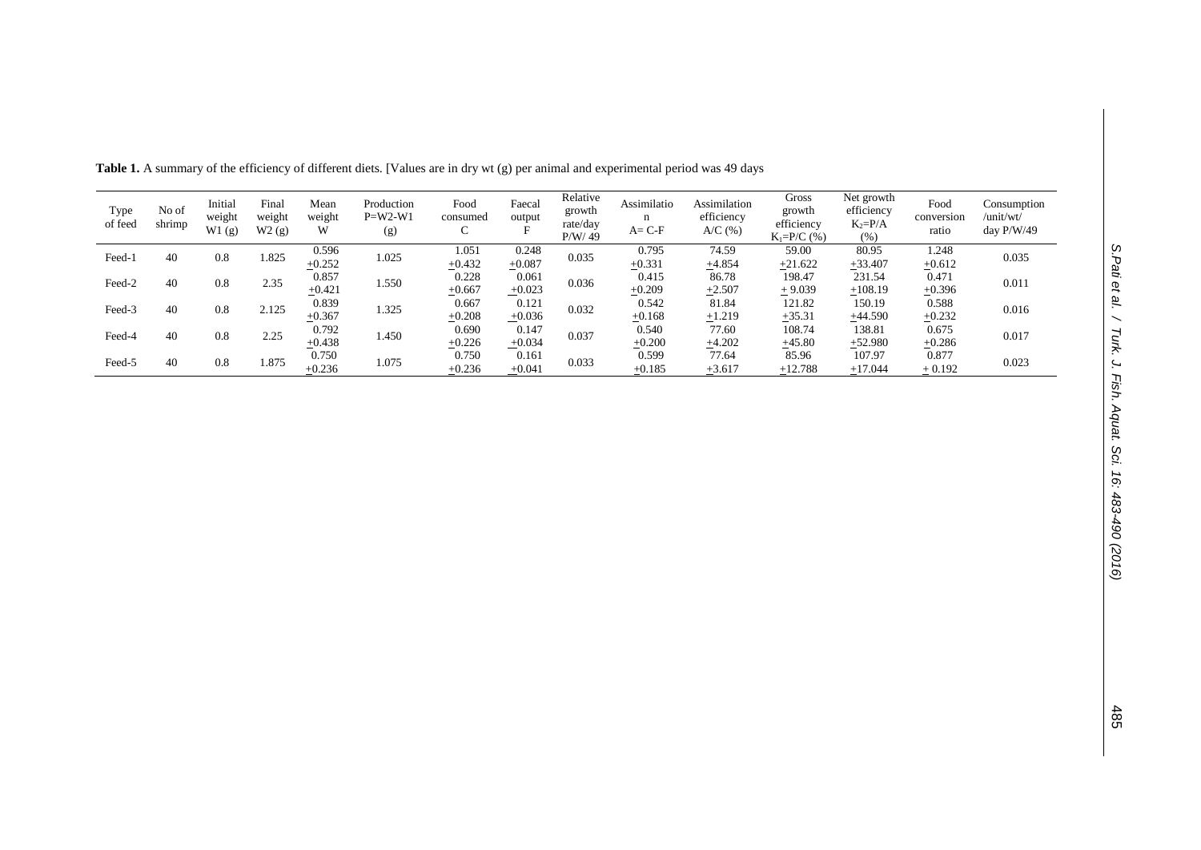**Table 1.** A summary of the efficiency of different diets. [Values are in dry wt (g) per animal and experimental period was 49 days

| Type of feed | No of shrimp | Initial weight W1 (g) | Final weight W2 (g) | Mean weight W | Production P=W2-W1 (g) | Food consumed C | Faecal output F | Relative growth rate/day P/W/ 49 | Assimilation A= C-F | Assimilation efficiency A/C (%) | Gross growth efficiency $K_1$=P/C (%) | Net growth efficiency $K_2$=P/A (%) | Food conversion ratio | Consumption /unit/wt/ day P/W/49 |
|---|---|---|---|---|---|---|---|---|---|---|---|---|---|---|
| Feed-1 | 40 | 0.8 | 1.825 | 0.596 ±0.252 | 1.025 | 1.051 ±0.432 | 0.248 ±0.087 | 0.035 | 0.795 ±0.331 | 74.59 ±4.854 | 59.00 ±21.622 | 80.95 ±33.407 | 1.248 ±0.612 | 0.035 |
| Feed-2 | 40 | 0.8 | 2.35 | 0.857 ±0.421 | 1.550 | 0.228 ±0.667 | 0.061 ±0.023 | 0.036 | 0.415 ±0.209 | 86.78 ±2.507 | 198.47 ± 9.039 | 231.54 ±108.19 | 0.471 ±0.396 | 0.011 |
| Feed-3 | 40 | 0.8 | 2.125 | 0.839 ±0.367 | 1.325 | 0.667 ±0.208 | 0.121 ±0.036 | 0.032 | 0.542 ±0.168 | 81.84 ±1.219 | 121.82 ±35.31 | 150.19 ±44.590 | 0.588 ±0.232 | 0.016 |
| Feed-4 | 40 | 0.8 | 2.25 | 0.792 ±0.438 | 1.450 | 0.690 ±0.226 | 0.147 ±0.034 | 0.037 | 0.540 ±0.200 | 77.60 ±4.202 | 108.74 ±45.80 | 138.81 ±52.980 | 0.675 ±0.286 | 0.017 |
| Feed-5 | 40 | 0.8 | 1.875 | 0.750 ±0.236 | 1.075 | 0.750 ±0.236 | 0.161 ±0.041 | 0.033 | 0.599 ±0.185 | 77.64 ±3.617 | 85.96 ±12.788 | 107.97 ±17.044 | 0.877 ± 0.192 | 0.023 |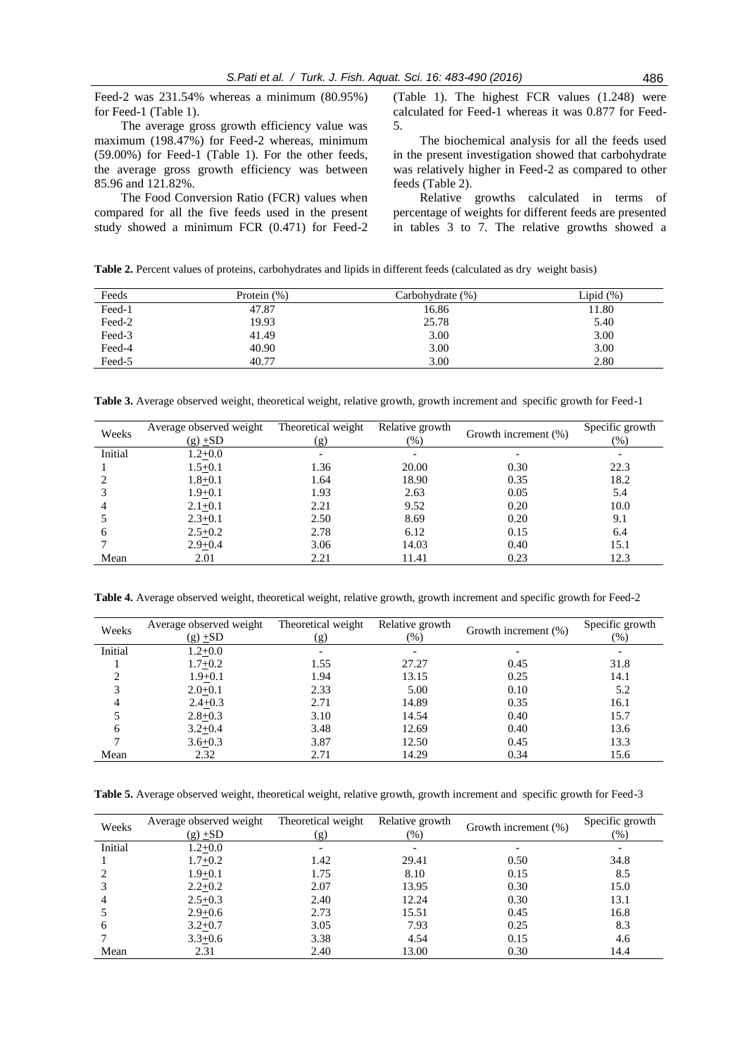Feed-2 was 231.54% whereas a minimum (80.95%) for Feed-1 (Table 1).

The average gross growth efficiency value was maximum (198.47%) for Feed-2 whereas, minimum (59.00%) for Feed-1 (Table 1). For the other feeds, the average gross growth efficiency was between 85.96 and 121.82%.

The Food Conversion Ratio (FCR) values when compared for all the five feeds used in the present study showed a minimum FCR (0.471) for Feed-2 (Table 1). The highest FCR values (1.248) were calculated for Feed-1 whereas it was 0.877 for Feed-5.

The biochemical analysis for all the feeds used in the present investigation showed that carbohydrate was relatively higher in Feed-2 as compared to other feeds (Table 2).

Relative growths calculated in terms of percentage of weights for different feeds are presented in tables 3 to 7. The relative growths showed a

**Table 2.** Percent values of proteins, carbohydrates and lipids in different feeds (calculated as dry weight basis)

| Feeds | Protein (%) | Carbohydrate (%) | Lipid (%) |
|---|---|---|---|
| Feed-1 | 47.87 | 16.86 | 11.80 |
| Feed-2 | 19.93 | 25.78 | 5.40 |
| Feed-3 | 41.49 | 3.00 | 3.00 |
| Feed-4 | 40.90 | 3.00 | 3.00 |
| Feed-5 | 40.77 | 3.00 | 2.80 |

**Table 3.** Average observed weight, theoretical weight, relative growth, growth increment and specific growth for Feed-1

| Weeks | Average observed weight (g) ±SD | Theoretical weight (g) | Relative growth (%) | Growth increment (%) | Specific growth (%) |
|---|---|---|---|---|---|
| Initial | 1.2±0.0 | - | - | - | - |
| 1 | 1.5±0.1 | 1.36 | 20.00 | 0.30 | 22.3 |
| 2 | 1.8±0.1 | 1.64 | 18.90 | 0.35 | 18.2 |
| 3 | 1.9±0.1 | 1.93 | 2.63 | 0.05 | 5.4 |
| 4 | 2.1±0.1 | 2.21 | 9.52 | 0.20 | 10.0 |
| 5 | 2.3±0.1 | 2.50 | 8.69 | 0.20 | 9.1 |
| 6 | 2.5±0.2 | 2.78 | 6.12 | 0.15 | 6.4 |
| 7 | 2.9±0.4 | 3.06 | 14.03 | 0.40 | 15.1 |
| Mean | 2.01 | 2.21 | 11.41 | 0.23 | 12.3 |

**Table 4.** Average observed weight, theoretical weight, relative growth, growth increment and specific growth for Feed-2

| Weeks | Average observed weight (g) ±SD | Theoretical weight (g) | Relative growth (%) | Growth increment (%) | Specific growth (%) |
|---|---|---|---|---|---|
| Initial | 1.2±0.0 | - | - | - | - |
| 1 | 1.7±0.2 | 1.55 | 27.27 | 0.45 | 31.8 |
| 2 | 1.9±0.1 | 1.94 | 13.15 | 0.25 | 14.1 |
| 3 | 2.0±0.1 | 2.33 | 5.00 | 0.10 | 5.2 |
| 4 | 2.4±0.3 | 2.71 | 14.89 | 0.35 | 16.1 |
| 5 | 2.8±0.3 | 3.10 | 14.54 | 0.40 | 15.7 |
| 6 | 3.2±0.4 | 3.48 | 12.69 | 0.40 | 13.6 |
| 7 | 3.6±0.3 | 3.87 | 12.50 | 0.45 | 13.3 |
| Mean | 2.32 | 2.71 | 14.29 | 0.34 | 15.6 |

**Table 5.** Average observed weight, theoretical weight, relative growth, growth increment and specific growth for Feed-3

| Weeks | Average observed weight (g) ±SD | Theoretical weight (g) | Relative growth (%) | Growth increment (%) | Specific growth (%) |
|---|---|---|---|---|---|
| Initial | 1.2±0.0 | - | - | - | - |
| 1 | 1.7±0.2 | 1.42 | 29.41 | 0.50 | 34.8 |
| 2 | 1.9±0.1 | 1.75 | 8.10 | 0.15 | 8.5 |
| 3 | 2.2±0.2 | 2.07 | 13.95 | 0.30 | 15.0 |
| 4 | 2.5±0.3 | 2.40 | 12.24 | 0.30 | 13.1 |
| 5 | 2.9±0.6 | 2.73 | 15.51 | 0.45 | 16.8 |
| 6 | 3.2±0.7 | 3.05 | 7.93 | 0.25 | 8.3 |
| 7 | 3.3±0.6 | 3.38 | 4.54 | 0.15 | 4.6 |
| Mean | 2.31 | 2.40 | 13.00 | 0.30 | 14.4 |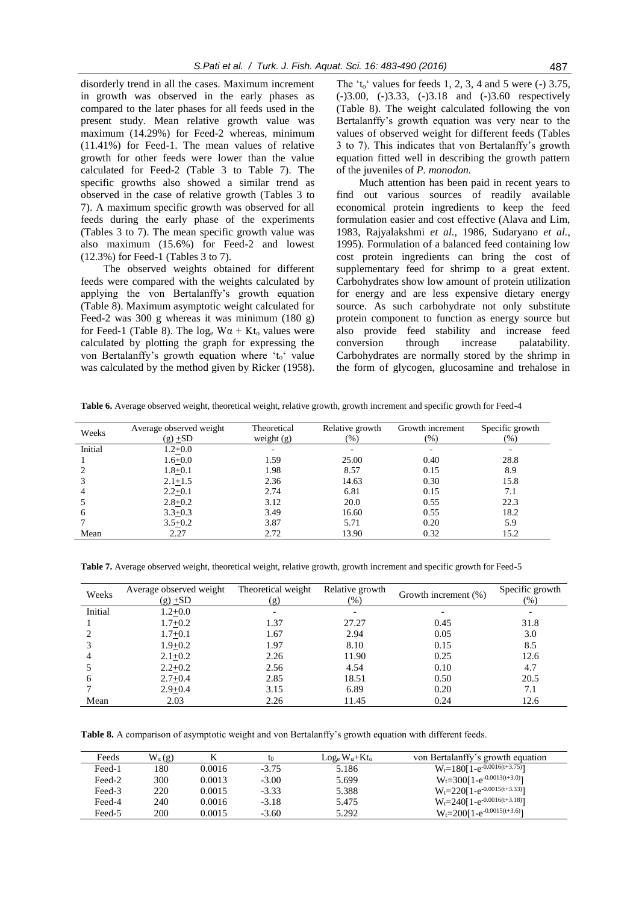disorderly trend in all the cases. Maximum increment in growth was observed in the early phases as compared to the later phases for all feeds used in the present study. Mean relative growth value was maximum (14.29%) for Feed-2 whereas, minimum (11.41%) for Feed-1. The mean values of relative growth for other feeds were lower than the value calculated for Feed-2 (Table 3 to Table 7). The specific growths also showed a similar trend as observed in the case of relative growth (Tables 3 to 7). A maximum specific growth was observed for all feeds during the early phase of the experiments (Tables 3 to 7). The mean specific growth value was also maximum (15.6%) for Feed-2 and lowest (12.3%) for Feed-1 (Tables 3 to 7).

The observed weights obtained for different feeds were compared with the weights calculated by applying the von Bertalanffy's growth equation (Table 8). Maximum asymptotic weight calculated for Feed-2 was 300 g whereas it was minimum (180 g) for Feed-1 (Table 8). The $\log_e W\alpha + Kt_o$ values were calculated by plotting the graph for expressing the von Bertalanffy's growth equation where '$t_o$' value was calculated by the method given by Ricker (1958). The '$t_o$' values for feeds 1, 2, 3, 4 and 5 were (-) 3.75, (-)3.00, (-)3.33, (-)3.18 and (-)3.60 respectively (Table 8). The weight calculated following the von Bertalanffy's growth equation was very near to the values of observed weight for different feeds (Tables 3 to 7). This indicates that von Bertalanffy's growth equation fitted well in describing the growth pattern of the juveniles of *P. monodon.*

Much attention has been paid in recent years to find out various sources of readily available economical protein ingredients to keep the feed formulation easier and cost effective (Alava and Lim, 1983, Rajyalakshmi *et al.*, 1986, Sudaryano *et al.*, 1995). Formulation of a balanced feed containing low cost protein ingredients can bring the cost of supplementary feed for shrimp to a great extent. Carbohydrates show low amount of protein utilization for energy and are less expensive dietary energy source. As such carbohydrate not only substitute protein component to function as energy source but also provide feed stability and increase feed conversion through increase palatability. Carbohydrates are normally stored by the shrimp in the form of glycogen, glucosamine and trehalose in

**Table 6.** Average observed weight, theoretical weight, relative growth, growth increment and specific growth for Feed-4

| Weeks | Average observed weight (g) ±SD | Theoretical weight (g) | Relative growth (%) | Growth increment (%) | Specific growth (%) |
|---|---|---|---|---|---|
| Initial | 1.2±0.0 | - | - | - | - |
| 1 | 1.6±0.0 | 1.59 | 25.00 | 0.40 | 28.8 |
| 2 | 1.8±0.1 | 1.98 | 8.57 | 0.15 | 8.9 |
| 3 | 2.1±1.5 | 2.36 | 14.63 | 0.30 | 15.8 |
| 4 | 2.2±0.1 | 2.74 | 6.81 | 0.15 | 7.1 |
| 5 | 2.8±0.2 | 3.12 | 20.0 | 0.55 | 22.3 |
| 6 | 3.3±0.3 | 3.49 | 16.60 | 0.55 | 18.2 |
| 7 | 3.5±0.2 | 3.87 | 5.71 | 0.20 | 5.9 |
| Mean | 2.27 | 2.72 | 13.90 | 0.32 | 15.2 |

**Table 7.** Average observed weight, theoretical weight, relative growth, growth increment and specific growth for Feed-5

| Weeks | Average observed weight (g) ±SD | Theoretical weight (g) | Relative growth (%) | Growth increment (%) | Specific growth (%) |
|---|---|---|---|---|---|
| Initial | 1.2±0.0 | - | - | - | - |
| 1 | 1.7±0.2 | 1.37 | 27.27 | 0.45 | 31.8 |
| 2 | 1.7±0.1 | 1.67 | 2.94 | 0.05 | 3.0 |
| 3 | 1.9±0.2 | 1.97 | 8.10 | 0.15 | 8.5 |
| 4 | 2.1±0.2 | 2.26 | 11.90 | 0.25 | 12.6 |
| 5 | 2.2±0.2 | 2.56 | 4.54 | 0.10 | 4.7 |
| 6 | 2.7±0.4 | 2.85 | 18.51 | 0.50 | 20.5 |
| 7 | 2.9±0.4 | 3.15 | 6.89 | 0.20 | 7.1 |
| Mean | 2.03 | 2.26 | 11.45 | 0.24 | 12.6 |

**Table 8.** A comparison of asymptotic weight and von Bertalanffy's growth equation with different feeds.

| Feeds | $W_\alpha$ (g) | K | $t_0$ | $\text{Log}_e W_\alpha + Kt_o$ | von Bertalanffy's growth equation |
|---|---|---|---|---|---|
| Feed-1 | 180 | 0.0016 | -3.75 | 5.186 | $W_t=180[1-e^{-0.0016(t+3.75)}]$ |
| Feed-2 | 300 | 0.0013 | -3.00 | 5.699 | $W_t=300[1-e^{-0.0013(t+3.0)}]$ |
| Feed-3 | 220 | 0.0015 | -3.33 | 5.388 | $W_t=220[1-e^{-0.0015(t+3.33)}]$ |
| Feed-4 | 240 | 0.0016 | -3.18 | 5.475 | $W_t=240[1-e^{-0.0016(t+3.18)}]$ |
| Feed-5 | 200 | 0.0015 | -3.60 | 5.292 | $W_t=200[1-e^{-0.0015(t+3.6)}]$ |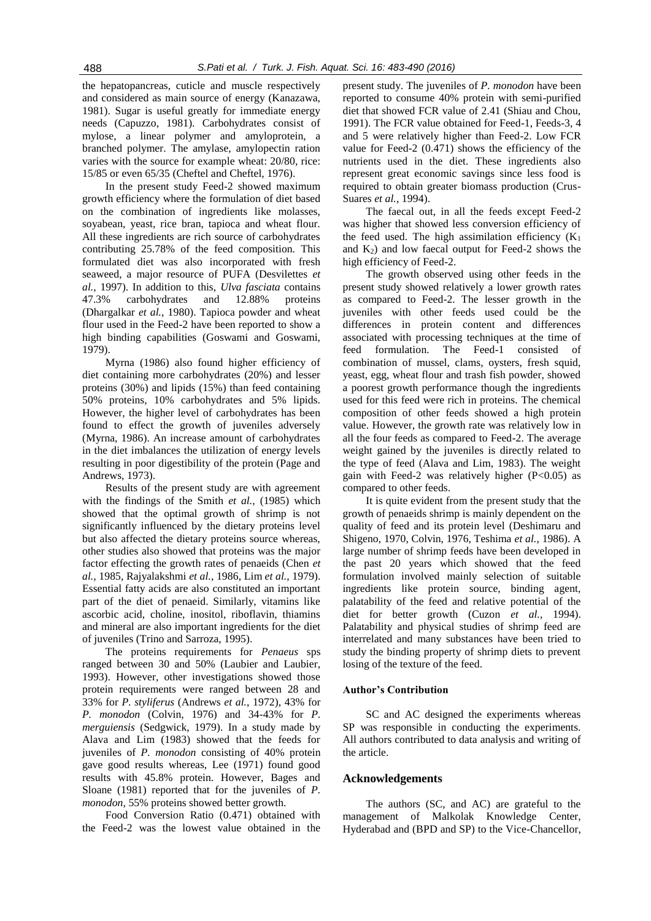the hepatopancreas, cuticle and muscle respectively and considered as main source of energy (Kanazawa, 1981). Sugar is useful greatly for immediate energy needs (Capuzzo, 1981). Carbohydrates consist of mylose, a linear polymer and amyloprotein, a branched polymer. The amylase, amylopectin ration varies with the source for example wheat: 20/80, rice: 15/85 or even 65/35 (Cheftel and Cheftel, 1976).

In the present study Feed-2 showed maximum growth efficiency where the formulation of diet based on the combination of ingredients like molasses, soyabean, yeast, rice bran, tapioca and wheat flour. All these ingredients are rich source of carbohydrates contributing 25.78% of the feed composition. This formulated diet was also incorporated with fresh seaweed, a major resource of PUFA (Desvilettes *et al.*, 1997). In addition to this, *Ulva fasciata* contains 47.3% carbohydrates and 12.88% proteins (Dhargalkar *et al.*, 1980). Tapioca powder and wheat flour used in the Feed-2 have been reported to show a high binding capabilities (Goswami and Goswami, 1979).

Myrna (1986) also found higher efficiency of diet containing more carbohydrates (20%) and lesser proteins (30%) and lipids (15%) than feed containing 50% proteins, 10% carbohydrates and 5% lipids. However, the higher level of carbohydrates has been found to effect the growth of juveniles adversely (Myrna, 1986). An increase amount of carbohydrates in the diet imbalances the utilization of energy levels resulting in poor digestibility of the protein (Page and Andrews, 1973).

Results of the present study are with agreement with the findings of the Smith *et al.*, (1985) which showed that the optimal growth of shrimp is not significantly influenced by the dietary proteins level but also affected the dietary proteins source whereas, other studies also showed that proteins was the major factor effecting the growth rates of penaeids (Chen *et al.*, 1985, Rajyalakshmi *et al.*, 1986, Lim *et al.*, 1979). Essential fatty acids are also constituted an important part of the diet of penaeid. Similarly, vitamins like ascorbic acid, choline, inositol, riboflavin, thiamins and mineral are also important ingredients for the diet of juveniles (Trino and Sarroza, 1995).

The proteins requirements for *Penaeus* sps ranged between 30 and 50% (Laubier and Laubier, 1993). However, other investigations showed those protein requirements were ranged between 28 and 33% for *P. styliferus* (Andrews *et al.*, 1972), 43% for *P. monodon* (Colvin, 1976) and 34-43% for *P. merguiensis* (Sedgwick, 1979). In a study made by Alava and Lim (1983) showed that the feeds for juveniles of *P. monodon* consisting of 40% protein gave good results whereas, Lee (1971) found good results with 45.8% protein. However, Bages and Sloane (1981) reported that for the juveniles of *P. monodon*, 55% proteins showed better growth.

Food Conversion Ratio (0.471) obtained with the Feed-2 was the lowest value obtained in the present study. The juveniles of *P. monodon* have been reported to consume 40% protein with semi-purified diet that showed FCR value of 2.41 (Shiau and Chou, 1991). The FCR value obtained for Feed-1, Feeds-3, 4 and 5 were relatively higher than Feed-2. Low FCR value for Feed-2 (0.471) shows the efficiency of the nutrients used in the diet. These ingredients also represent great economic savings since less food is required to obtain greater biomass production (Crus-Suares *et al.*, 1994).

The faecal out, in all the feeds except Feed-2 was higher that showed less conversion efficiency of the feed used. The high assimilation efficiency ($K_1$ and $K_2$) and low faecal output for Feed-2 shows the high efficiency of Feed-2.

The growth observed using other feeds in the present study showed relatively a lower growth rates as compared to Feed-2. The lesser growth in the juveniles with other feeds used could be the differences in protein content and differences associated with processing techniques at the time of feed formulation. The Feed-1 consisted of combination of mussel, clams, oysters, fresh squid, yeast, egg, wheat flour and trash fish powder, showed a poorest growth performance though the ingredients used for this feed were rich in proteins. The chemical composition of other feeds showed a high protein value. However, the growth rate was relatively low in all the four feeds as compared to Feed-2. The average weight gained by the juveniles is directly related to the type of feed (Alava and Lim, 1983). The weight gain with Feed-2 was relatively higher ($P<0.05$) as compared to other feeds.

It is quite evident from the present study that the growth of penaeids shrimp is mainly dependent on the quality of feed and its protein level (Deshimaru and Shigeno, 1970, Colvin, 1976, Teshima *et al.*, 1986). A large number of shrimp feeds have been developed in the past 20 years which showed that the feed formulation involved mainly selection of suitable ingredients like protein source, binding agent, palatability of the feed and relative potential of the diet for better growth (Cuzon *et al.*, 1994). Palatability and physical studies of shrimp feed are interrelated and many substances have been tried to study the binding property of shrimp diets to prevent losing of the texture of the feed.

### Author's Contribution

SC and AC designed the experiments whereas SP was responsible in conducting the experiments. All authors contributed to data analysis and writing of the article.

## Acknowledgements

The authors (SC, and AC) are grateful to the management of Malkolak Knowledge Center, Hyderabad and (BPD and SP) to the Vice-Chancellor,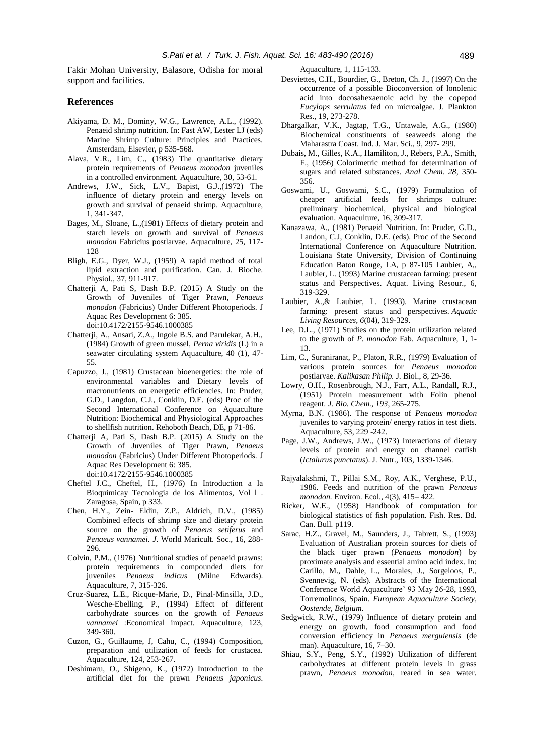Fakir Mohan University, Balasore, Odisha for moral support and facilities.

## References

Akiyama, D. M., Dominy, W.G., Lawrence, A.L., (1992). Penaeid shrimp nutrition. In: Fast AW, Lester LJ (eds) Marine Shrimp Culture: Principles and Practices. Amsterdam, Elsevier, p 535-568.

Alava, V.R., Lim, C., (1983) The quantitative dietary protein requirements of *Penaeus monodon* juveniles in a controlled environment. Aquaculture, 30, 53-61.

Andrews, J.W., Sick, L.V., Bapist, G.J.,(1972) The influence of dietary protein and energy levels on growth and survival of penaeid shrimp. Aquaculture, 1, 341-347.

Bages, M., Sloane, L.,(1981) Effects of dietary protein and starch levels on growth and survival of *Penaeus monodon* Fabricius postlarvae. Aquaculture, 25, 117-128

Bligh, E.G., Dyer, W.J., (1959) A rapid method of total lipid extraction and purification. Can. J. Bioche. Physiol., 37, 911-917.

Chatterji A, Pati S, Dash B.P. (2015) A Study on the Growth of Juveniles of Tiger Prawn, *Penaeus monodon* (Fabricius) Under Different Photoperiods. J Aquac Res Development 6: 385. doi:10.4172/2155-9546.1000385

Chatterji, A., Ansari, Z.A., Ingole B.S. and Parulekar, A.H., (1984) Growth of green mussel, *Perna viridis* (L) in a seawater circulating system Aquaculture, 40 (1), 47-55.

Capuzzo, J., (1981) Crustacean bioenergetics: the role of environmental variables and Dietary levels of macronutrients on energetic efficiencies. In: Pruder, G.D., Langdon, C.J., Conklin, D.E. (eds) Proc of the Second International Conference on Aquaculture Nutrition: Biochemical and Physiological Approaches to shellfish nutrition. Rehoboth Beach, DE, p 71-86.

Chatterji A, Pati S, Dash B.P. (2015) A Study on the Growth of Juveniles of Tiger Prawn, *Penaeus monodon* (Fabricius) Under Different Photoperiods. J Aquac Res Development 6: 385. doi:10.4172/2155-9546.1000385

Cheftel J.C., Cheftel, H., (1976) In Introduction a la Bioquimicay Tecnologia de los Alimentos, Vol l . Zaragosa, Spain, p 333.

Chen, H.Y., Zein- Eldin, Z.P., Aldrich, D.V., (1985) Combined effects of shrimp size and dietary protein source on the growth of *Penaeus setiferus* and *Penaeus vannamei. J*. World Maricult. Soc., 16, 288-296.

Colvin, P.M., (1976) Nutritional studies of penaeid prawns: protein requirements in compounded diets for juveniles *Penaeus indicus* (Milne Edwards). Aquaculture, 7, 315-326.

Cruz-Suarez, L.E., Ricque-Marie, D., Pinal-Minsilla, J.D., Wesche-Ebelling, P., (1994) Effect of different carbohydrate sources on the growth of *Penaeus vannamei* :Economical impact. Aquaculture, 123, 349-360.

Cuzon, G., Guillaume, J, Cahu, C., (1994) Composition, preparation and utilization of feeds for crustacea. Aquaculture, 124, 253-267.

Deshimaru, O., Shigeno, K., (1972) Introduction to the artificial diet for the prawn *Penaeus japonicus*. Aquaculture, 1, 115-133.

Desviettes, C.H., Bourdier, G., Breton, Ch. J., (1997) On the occurrence of a possible Bioconversion of lonolenic acid into docosahexaenoic acid by the copepod *Eucylops serrulatus* fed on microalgae. J. Plankton Res., 19, 273-278.

Dhargalkar, V.K., Jagtap, T.G., Untawale, A.G., (1980) Biochemical constituents of seaweeds along the Maharastra Coast. Ind. J. Mar. Sci., 9, 297- 299.

Dubais, M., Gilles, K.A., Hamiliton, J., Rebers, P.A., Smith, F., (1956) Colorimetric method for determination of sugars and related substances. *Anal Chem. 28*, 350-356.

Goswami, U., Goswami, S.C., (1979) Formulation of cheaper artificial feeds for shrimps culture: preliminary biochemical, physical and biological evaluation. Aquaculture, 16, 309-317.

Kanazawa, A., (1981) Penaeid Nutrition. In: Pruder, G.D., Landon, C.J, Conklin, D.E. (eds). Proc of the Second International Conference on Aquaculture Nutrition. Louisiana State University, Division of Continuing Education Baton Rouge, LA, p 87-105 Laubier, A,, Laubier, L. (1993) Marine crustacean farming: present status and Perspectives. Aquat. Living Resour., 6, 319-329.

Laubier, A.,& Laubier, L. (1993). Marine crustacean farming: present status and perspectives. *Aquatic Living Resources*, *6*(04), 319-329.

Lee, D.L., (1971) Studies on the protein utilization related to the growth of *P. monodon* Fab. Aquaculture, 1, 1-13.

Lim, C., Suraniranat, P., Platon, R.R., (1979) Evaluation of various protein sources for *Penaeus monodon* postlarvae. *Kalikasan Philip.* J. Biol., 8, 29-36.

Lowry, O.H., Rosenbrough, N.J., Farr, A.L., Randall, R.J., (1951) Protein measurement with Folin phenol reagent. *J. Bio. Chem.*, *193*, 265-275.

Myrna, B.N. (1986). The response of *Penaeus monodon* juveniles to varying protein/ energy ratios in test diets. Aquaculture, 53, 229 -242.

Page, J.W., Andrews, J.W., (1973) Interactions of dietary levels of protein and energy on channel catfish (*Ictalurus punctatus*). J. Nutr., 103, 1339-1346.

Rajyalakshmi, T., Pillai S.M., Roy, A.K., Verghese, P.U., 1986. Feeds and nutrition of the prawn *Penaeus monodon.* Environ. Ecol., 4(3), 415– 422.

Ricker, W.E., (1958) Handbook of computation for biological statistics of fish population. Fish. Res. Bd. Can. Bull*.* p119.

Sarac, H.Z., Gravel, M., Saunders, J., Tabrett, S., (1993) Evaluation of Australian protein sources for diets of the black tiger prawn (*Penaeus monodon*) by proximate analysis and essential amino acid index. In: Carillo, M., Dahle, L., Morales, J., Sorgeloos, P., Svennevig, N. (eds). Abstracts of the International Conference World Aquaculture' 93 May 26-28, 1993, Torremolinos, Spain. *European Aquaculture Society, Oostende, Belgium.*

Sedgwick, R.W., (1979) Influence of dietary protein and energy on growth, food consumption and food conversion efficiency in *Penaeus merguiensis* (de man). Aquaculture, 16, 7–30.

Shiau, S.Y., Peng, S.Y., (1992) Utilization of different carbohydrates at different protein levels in grass prawn, *Penaeus monodon*, reared in sea water.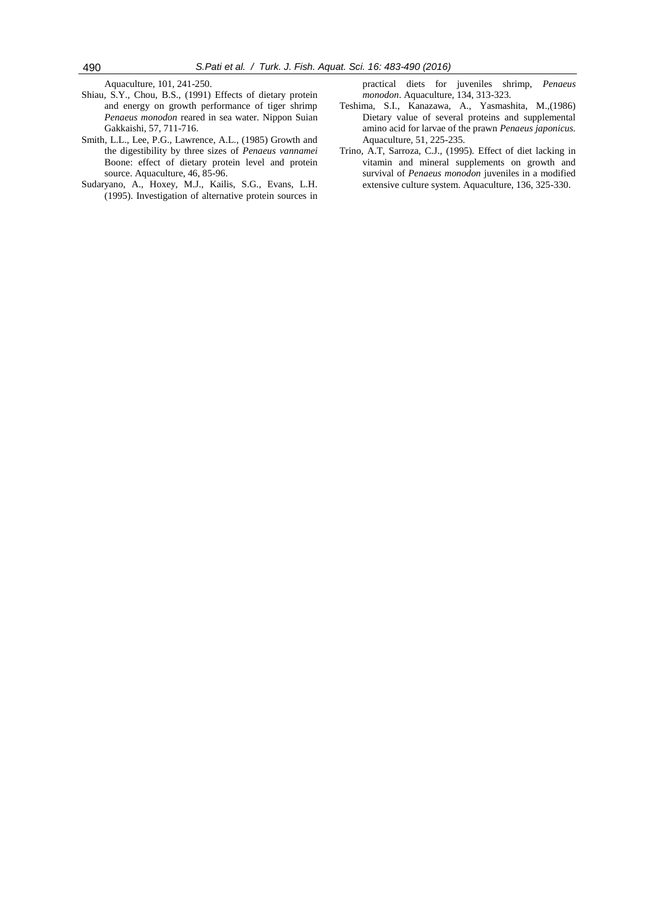Aquaculture, 101, 241-250.

Shiau, S.Y., Chou, B.S., (1991) Effects of dietary protein and energy on growth performance of tiger shrimp *Penaeus monodon* reared in sea water. Nippon Suian Gakkaishi, 57, 711-716.

Smith, L.L., Lee, P.G., Lawrence, A.L., (1985) Growth and the digestibility by three sizes of *Penaeus vannamei* Boone: effect of dietary protein level and protein source. Aquaculture, 46, 85-96.

Sudaryano, A., Hoxey, M.J., Kailis, S.G., Evans, L.H. (1995). Investigation of alternative protein sources in practical diets for juveniles shrimp, *Penaeus monodon*. Aquaculture, 134, 313-323.

Teshima, S.I., Kanazawa, A., Yasmashita, M.,(1986) Dietary value of several proteins and supplemental amino acid for larvae of the prawn *Penaeus japonicus.* Aquaculture, 51, 225-235.

Trino, A.T, Sarroza, C.J., (1995). Effect of diet lacking in vitamin and mineral supplements on growth and survival of *Penaeus monodon* juveniles in a modified extensive culture system. Aquaculture, 136, 325-330.